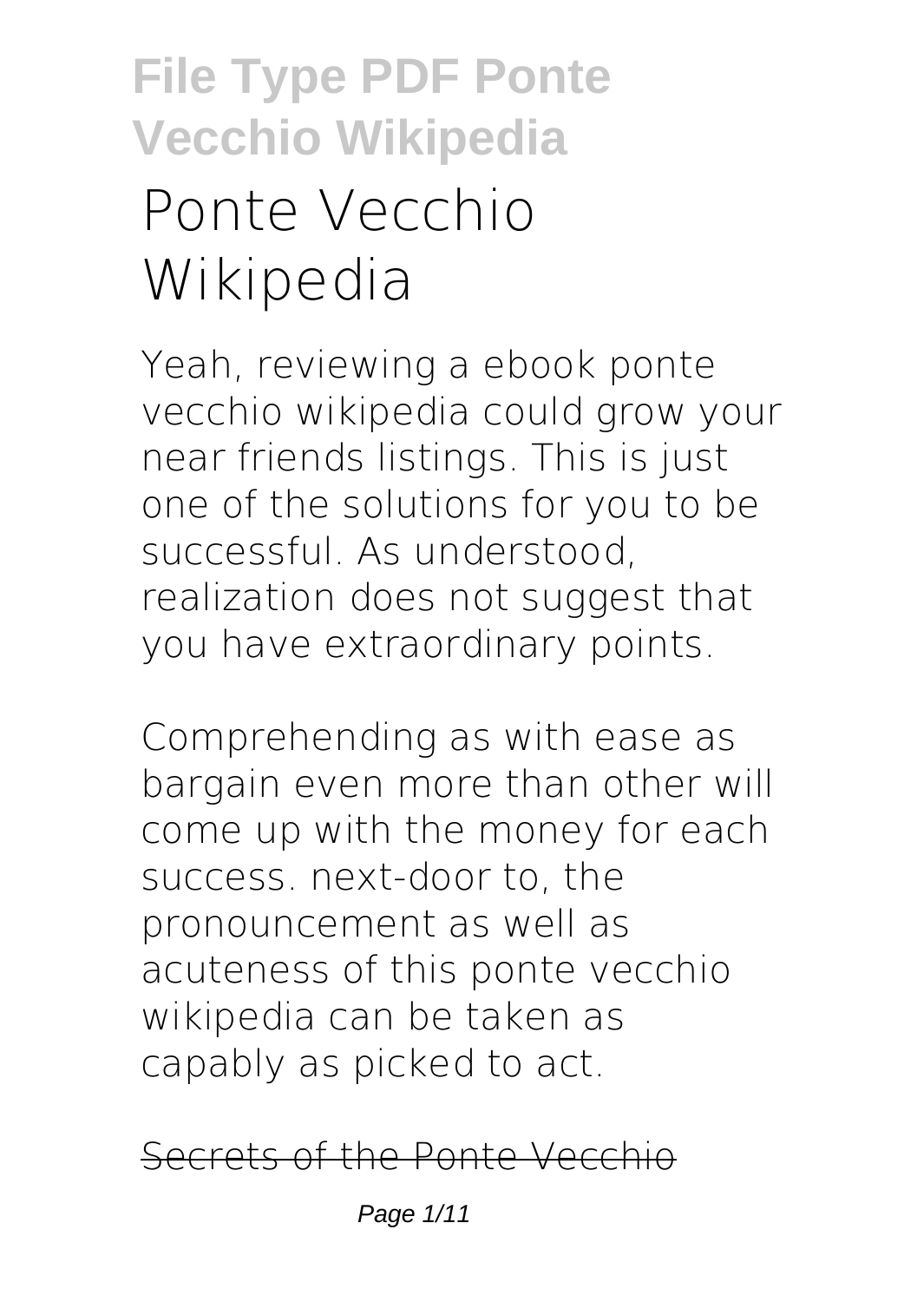# Ponte Vecchio Wikipedia

Yeah, reviewing a ebook ponte vecchio wikipedia could grow your near friends listings. This is just one of the solutions for you to be successful. As understood, realization does not suggest that you have extraordinary points.

Comprehending as with ease as bargain even more than other will come up with the money for each success. next-door to, the pronouncement as well as acuteness of this ponte vecchio wikipedia can be taken as capably as picked to act.

~~Secrets of the Ponte Vecchio~~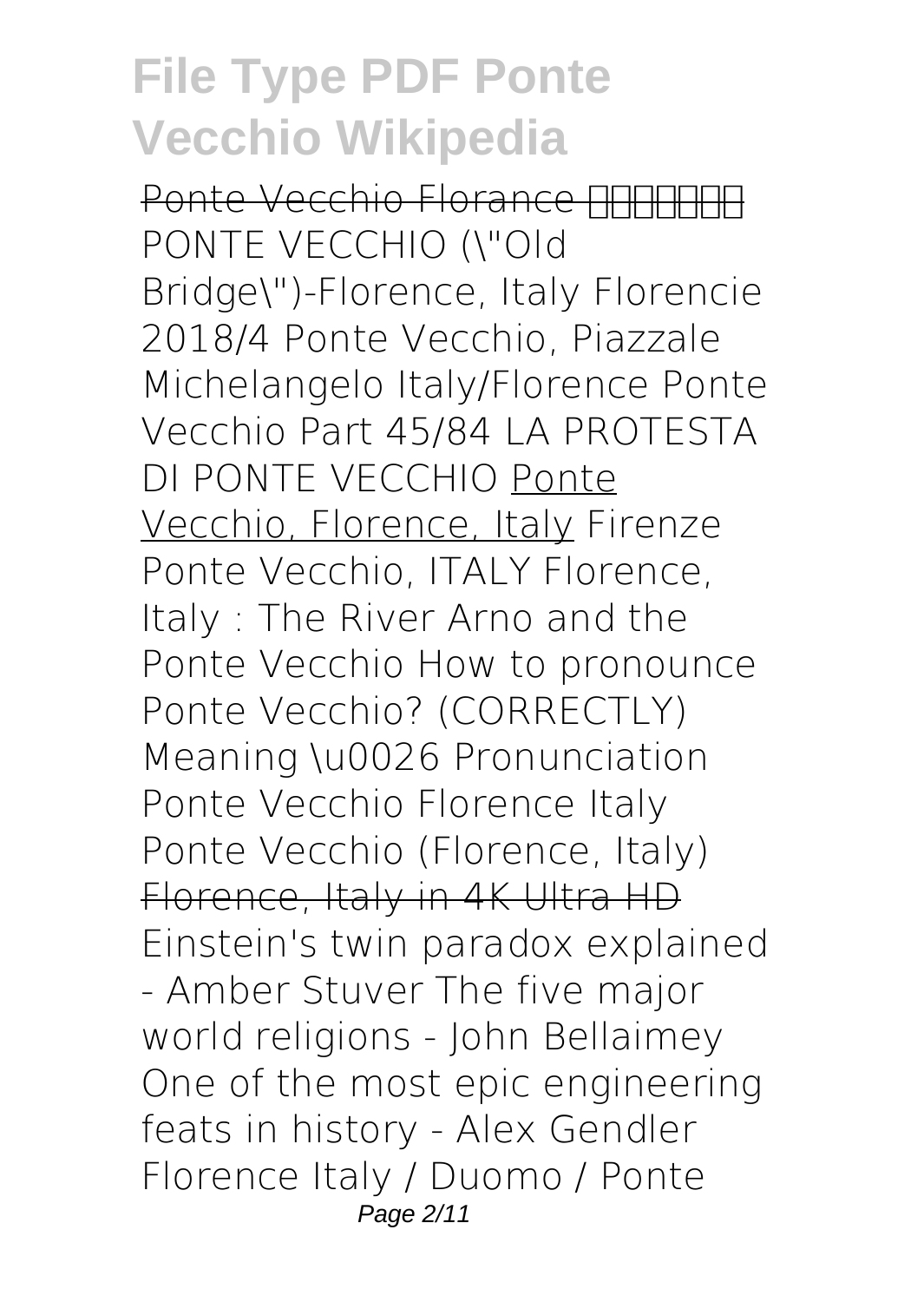# File Type PDF Ponte Vecchio Wikipedia

~~Ponte Vecchio Florance 佛罗伦萨老桥~~ PONTE VECCHIO (\"Old Bridge\")-Florence, Italy Florencie 2018/4 Ponte Vecchio, Piazzale Michelangelo Italy/Florence Ponte Vecchio Part 45/84 LA PROTESTA DI PONTE VECCHIO Ponte Vecchio, Florence, Italy Firenze Ponte Vecchio, ITALY Florence, Italy : The River Arno and the Ponte Vecchio How to pronounce Ponte Vecchio? (CORRECTLY) Meaning \u0026 Pronunciation Ponte Vecchio Florence Italy Ponte Vecchio (Florence, Italy) ~~Florence, Italy in 4K Ultra HD~~ Einstein's twin paradox explained - Amber Stuver The five major world religions - John Bellaimey One of the most epic engineering feats in history - Alex Gendler Florence Italy / Duomo / Ponte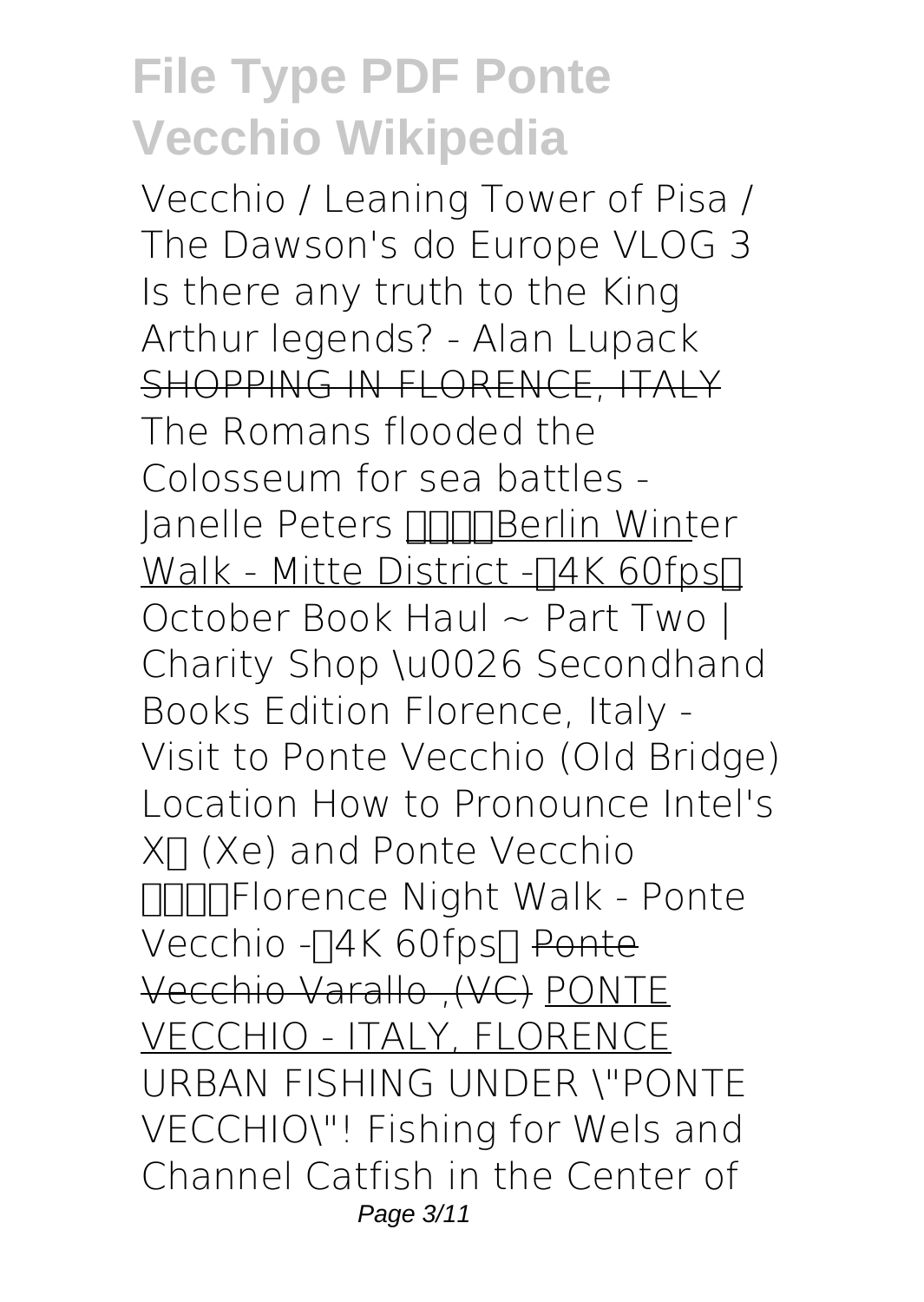# File Type PDF Ponte Vecchio Wikipedia

Vecchio / Leaning Tower of Pisa / The Dawson's do Europe VLOG 3 Is there any truth to the King Arthur legends? - Alan Lupack ~~SHOPPING IN FLORENCE, ITALY~~ The Romans flooded the Colosseum for sea battles - Janelle Peters ████Berlin Winter Walk - Mitte District -█4K 60fps█ October Book Haul ~ Part Two | Charity Shop \u0026 Secondhand Books Edition Florence, Italy - Visit to Ponte Vecchio (Old Bridge) Location How to Pronounce Intel's X█ (Xe) and Ponte Vecchio ████Florence Night Walk - Ponte Vecchio -█4K 60fps█ ~~Ponte Vecchio Varallo ,(VC)~~ PONTE VECCHIO - ITALY, FLORENCE URBAN FISHING UNDER \"PONTE VECCHIO\"! Fishing for Wels and Channel Catfish in the Center of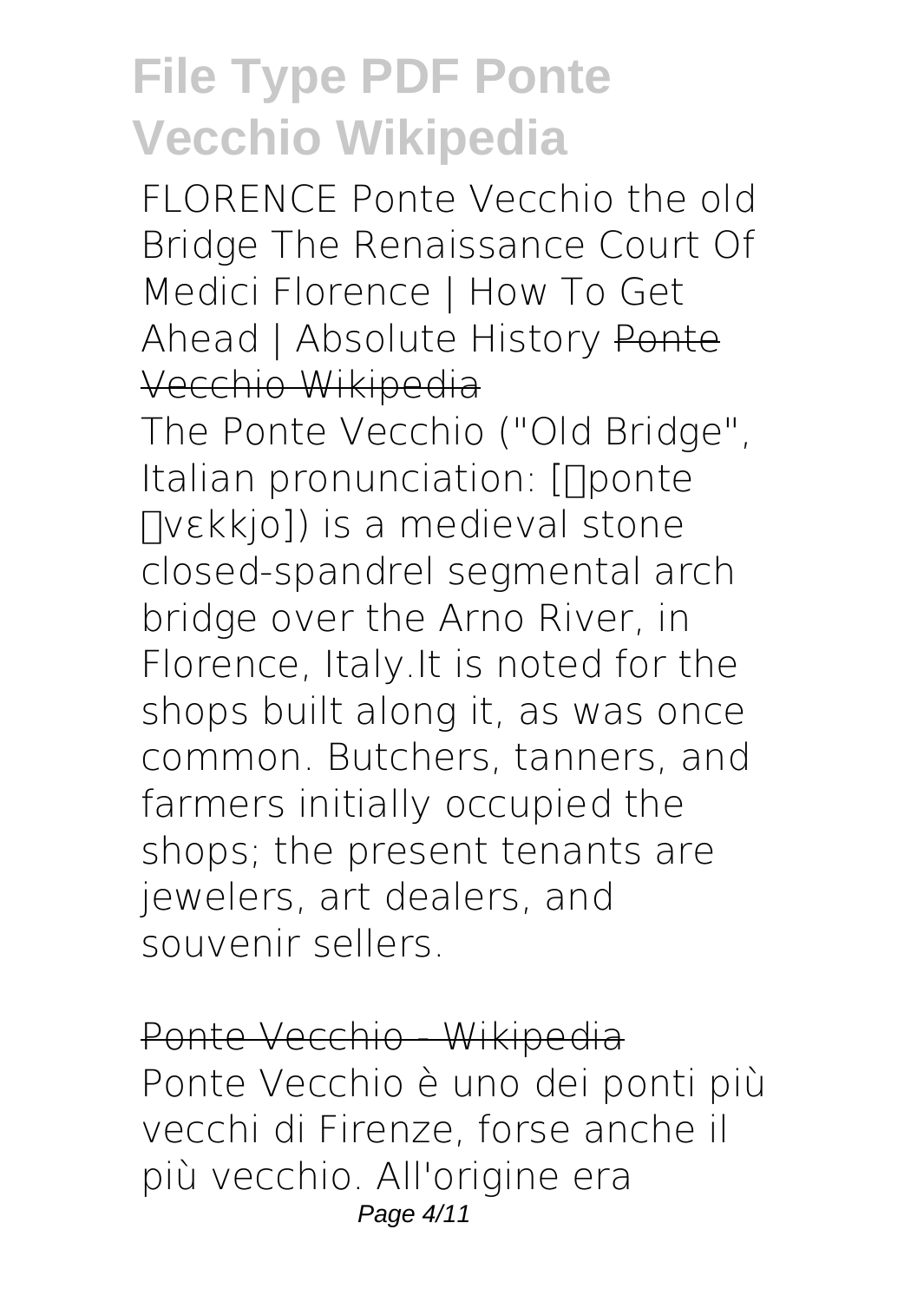FLORENCE Ponte Vecchio the old Bridge The Renaissance Court Of Medici Florence | How To Get Ahead | Absolute History Ponte Vecchio Wikipedia

The Ponte Vecchio ("Old Bridge", Italian pronunciation: [ˈponte ˈvɛkkjo]) is a medieval stone closed-spandrel segmental arch bridge over the Arno River, in Florence, Italy.It is noted for the shops built along it, as was once common. Butchers, tanners, and farmers initially occupied the shops; the present tenants are jewelers, art dealers, and souvenir sellers.

Ponte Vecchio - Wikipedia

Ponte Vecchio è uno dei ponti più vecchi di Firenze, forse anche il più vecchio. All'origine era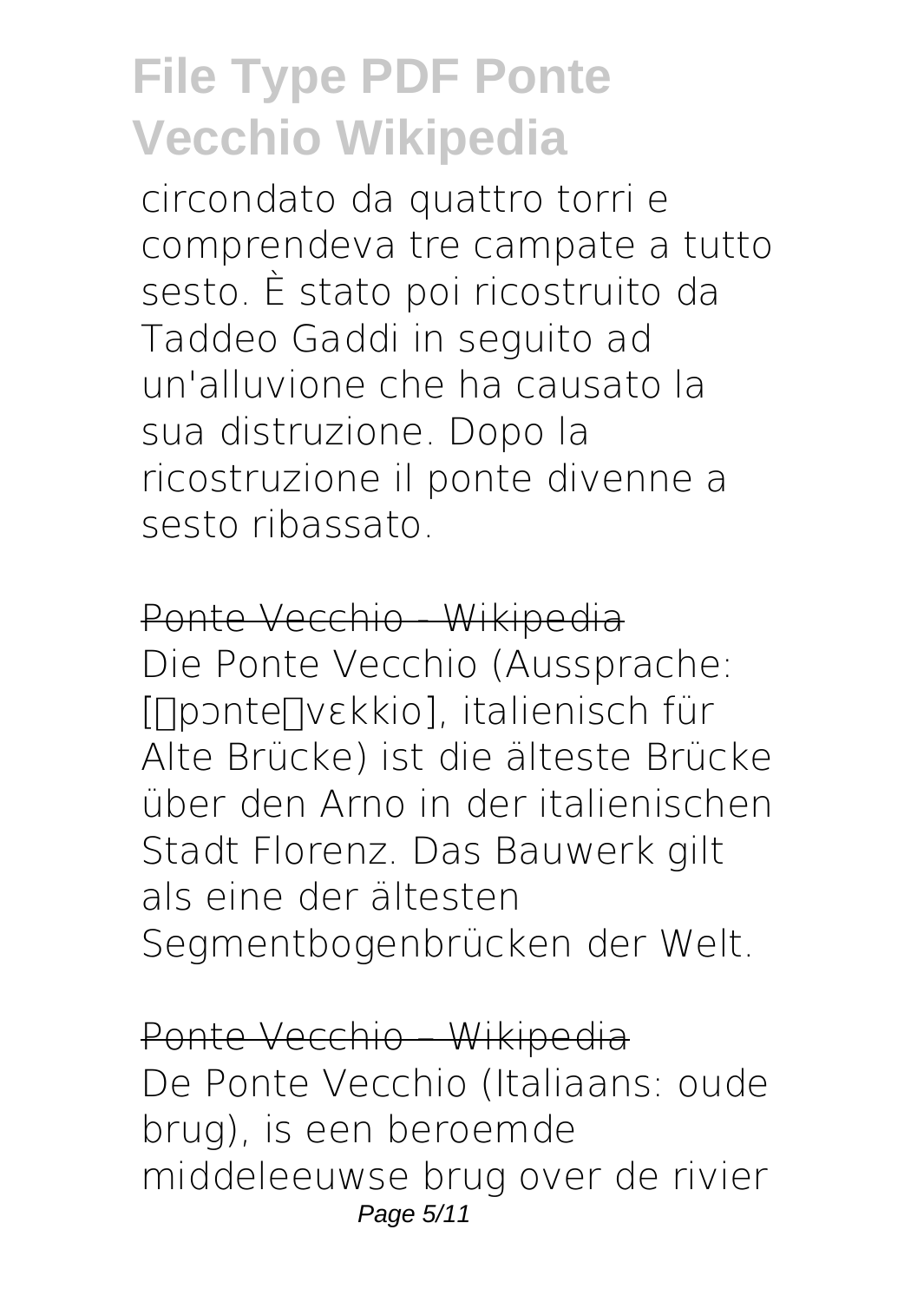circondato da quattro torri e comprendeva tre campate a tutto sesto. È stato poi ricostruito da Taddeo Gaddi in seguito ad un'alluvione che ha causato la sua distruzione. Dopo la ricostruzione il ponte divenne a sesto ribassato.

Ponte Vecchio - Wikipedia

Die Ponte Vecchio (Aussprache: [ˈpɔnteˈvɛkkio], italienisch für Alte Brücke) ist die älteste Brücke über den Arno in der italienischen Stadt Florenz. Das Bauwerk gilt als eine der ältesten Segmentbogenbrücken der Welt.

Ponte Vecchio – Wikipedia

De Ponte Vecchio (Italiaans: oude brug), is een beroemde middeleeuwse brug over de rivier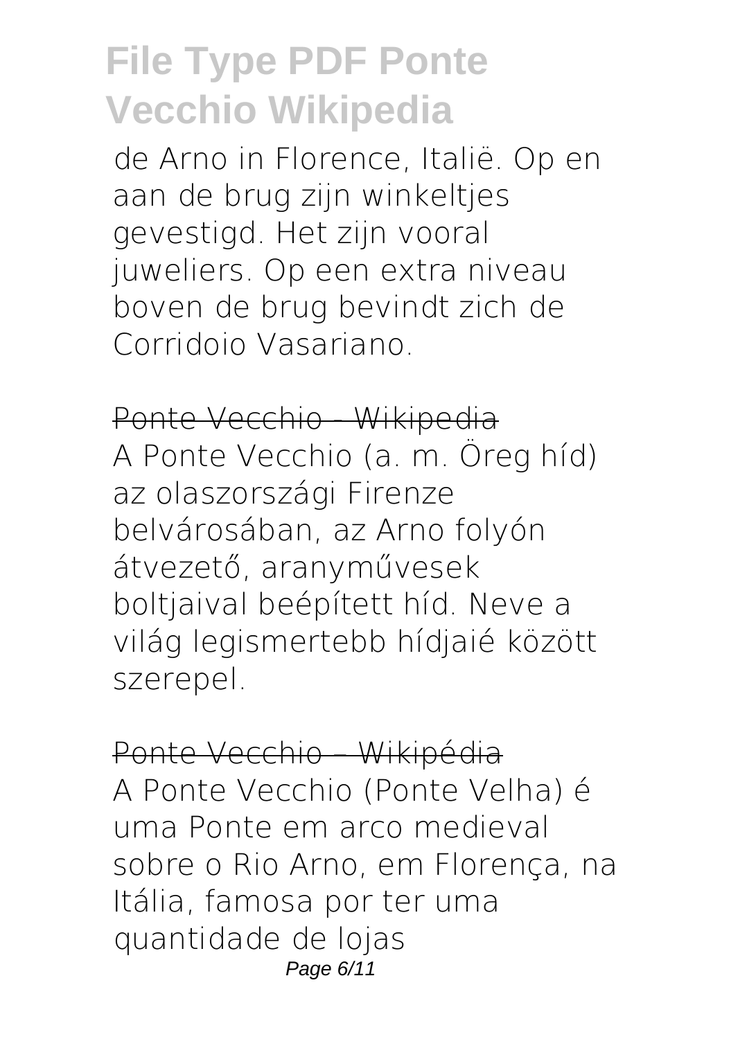de Arno in Florence, Italië. Op en aan de brug zijn winkeltjes gevestigd. Het zijn vooral juweliers. Op een extra niveau boven de brug bevindt zich de Corridoio Vasariano.

Ponte Vecchio - Wikipedia

A Ponte Vecchio (a. m. Öreg híd) az olaszországi Firenze belvárosában, az Arno folyón átvezető, aranyművesek boltjaival beépített híd. Neve a világ legismertebb hídjaié között szerepel.

Ponte Vecchio – Wikipédia

A Ponte Vecchio (Ponte Velha) é uma Ponte em arco medieval sobre o Rio Arno, em Florença, na Itália, famosa por ter uma quantidade de lojas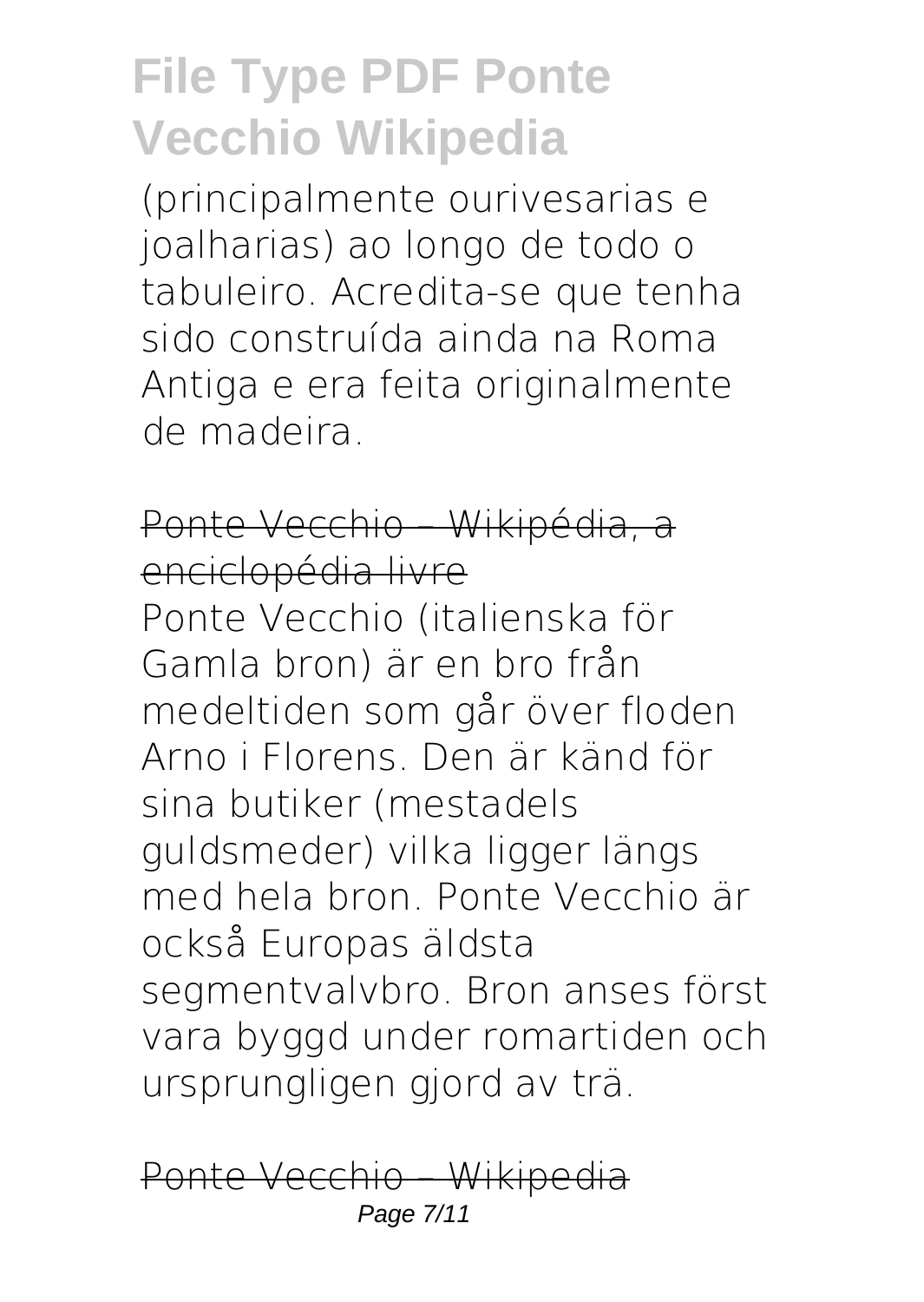(principalmente ourivesarias e joalharias) ao longo de todo o tabuleiro. Acredita-se que tenha sido construída ainda na Roma Antiga e era feita originalmente de madeira.

## Ponte Vecchio – Wikipédia, a enciclopédia livre

Ponte Vecchio (italienska för Gamla bron) är en bro från medeltiden som går över floden Arno i Florens. Den är känd för sina butiker (mestadels guldsmeder) vilka ligger längs med hela bron. Ponte Vecchio är också Europas äldsta segmentvalvbro. Bron anses först vara byggd under romartiden och ursprungligen gjord av trä.

## Ponte Vecchio – Wikipedia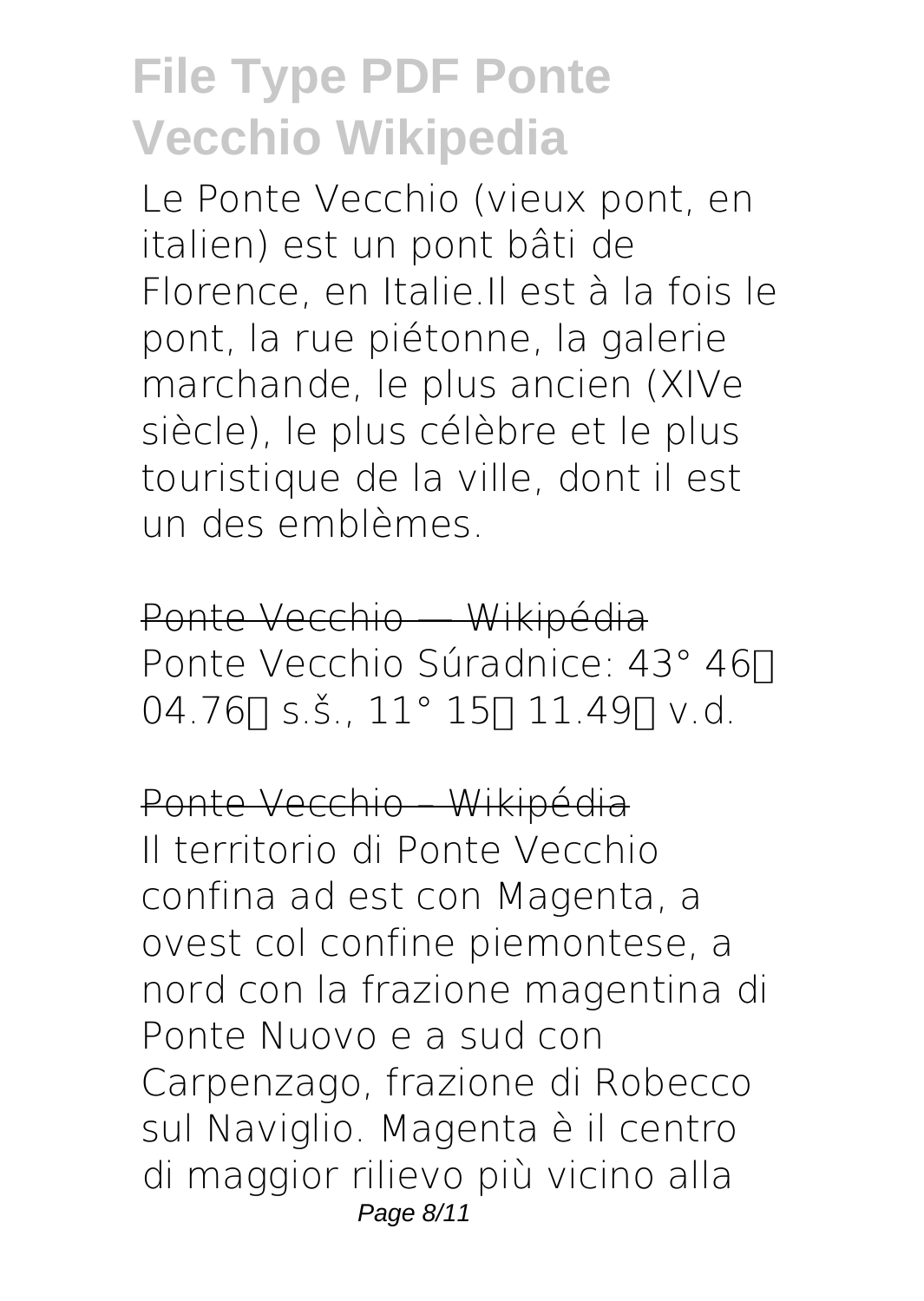Le Ponte Vecchio (vieux pont, en italien) est un pont bâti de Florence, en Italie.Il est à la fois le pont, la rue piétonne, la galerie marchande, le plus ancien (XIVe siècle), le plus célèbre et le plus touristique de la ville, dont il est un des emblèmes.

Ponte Vecchio — Wikipédia

Ponte Vecchio Súradnice: 43° 46′ 04.76″ s.š., 11° 15′ 11.49″ v.d.

Ponte Vecchio – Wikipédia

Il territorio di Ponte Vecchio confina ad est con Magenta, a ovest col confine piemontese, a nord con la frazione magentina di Ponte Nuovo e a sud con Carpenzago, frazione di Robecco sul Naviglio. Magenta è il centro di maggior rilievo più vicino alla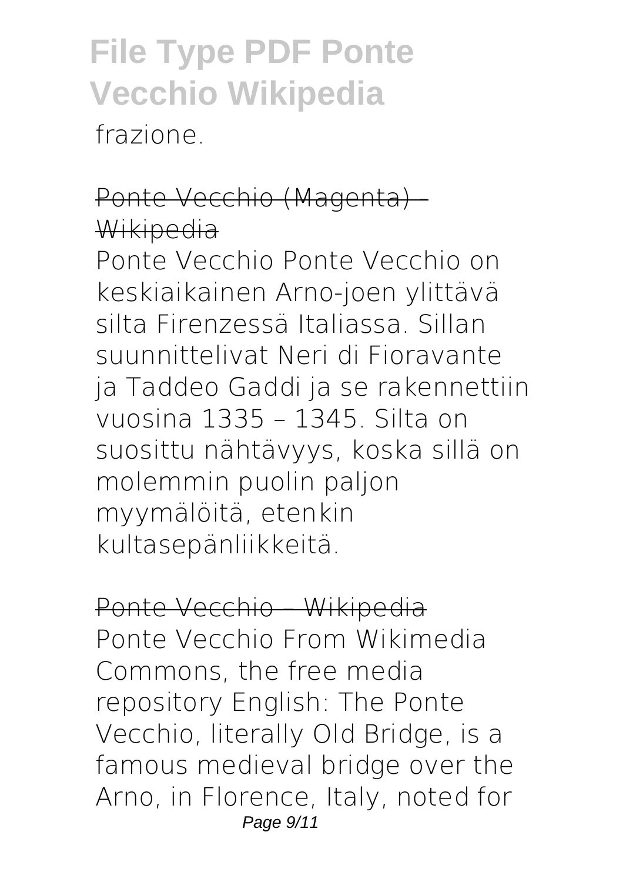frazione.

Ponte Vecchio (Magenta) - Wikipedia

Ponte Vecchio Ponte Vecchio on keskiaikainen Arno-joen ylittävä silta Firenzessä Italiassa. Sillan suunnittelivat Neri di Fioravante ja Taddeo Gaddi ja se rakennettiin vuosina 1335 – 1345. Silta on suosittu nähtävyys, koska sillä on molemmin puolin paljon myymälöitä, etenkin kultasepänliikkeitä.

Ponte Vecchio – Wikipedia

Ponte Vecchio From Wikimedia Commons, the free media repository English: The Ponte Vecchio, literally Old Bridge, is a famous medieval bridge over the Arno, in Florence, Italy, noted for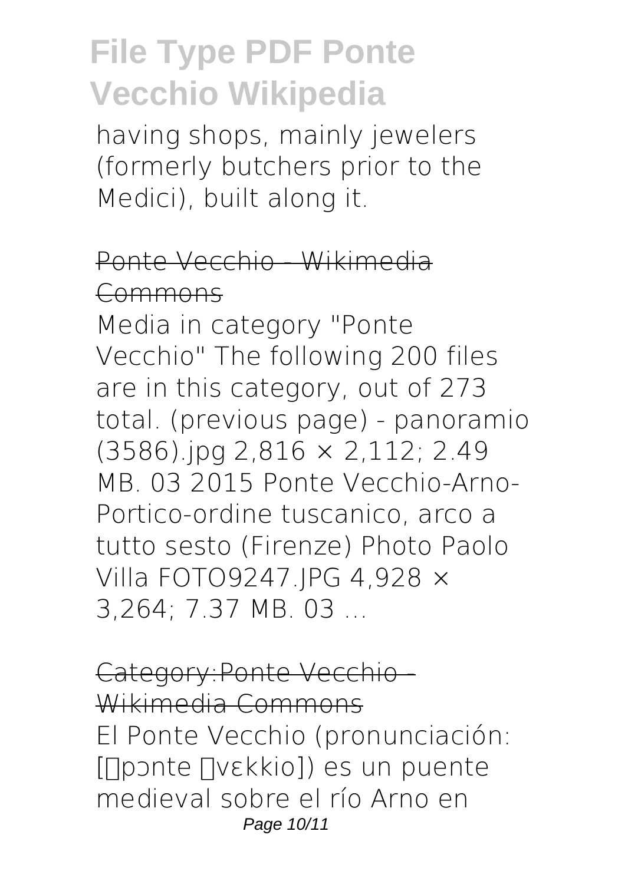having shops, mainly jewelers (formerly butchers prior to the Medici), built along it.

## Ponte Vecchio - Wikimedia Commons

Media in category "Ponte Vecchio" The following 200 files are in this category, out of 273 total. (previous page) - panoramio (3586).jpg 2,816 × 2,112; 2.49 MB. 03 2015 Ponte Vecchio-Arno-Portico-ordine tuscanico, arco a tutto sesto (Firenze) Photo Paolo Villa FOTO9247.JPG 4,928 × 3,264; 7.37 MB. 03 ...

## Category:Ponte Vecchio - Wikimedia Commons

El Ponte Vecchio (pronunciación: [ˈpɔnte ˈvɛkkio]) es un puente medieval sobre el río Arno en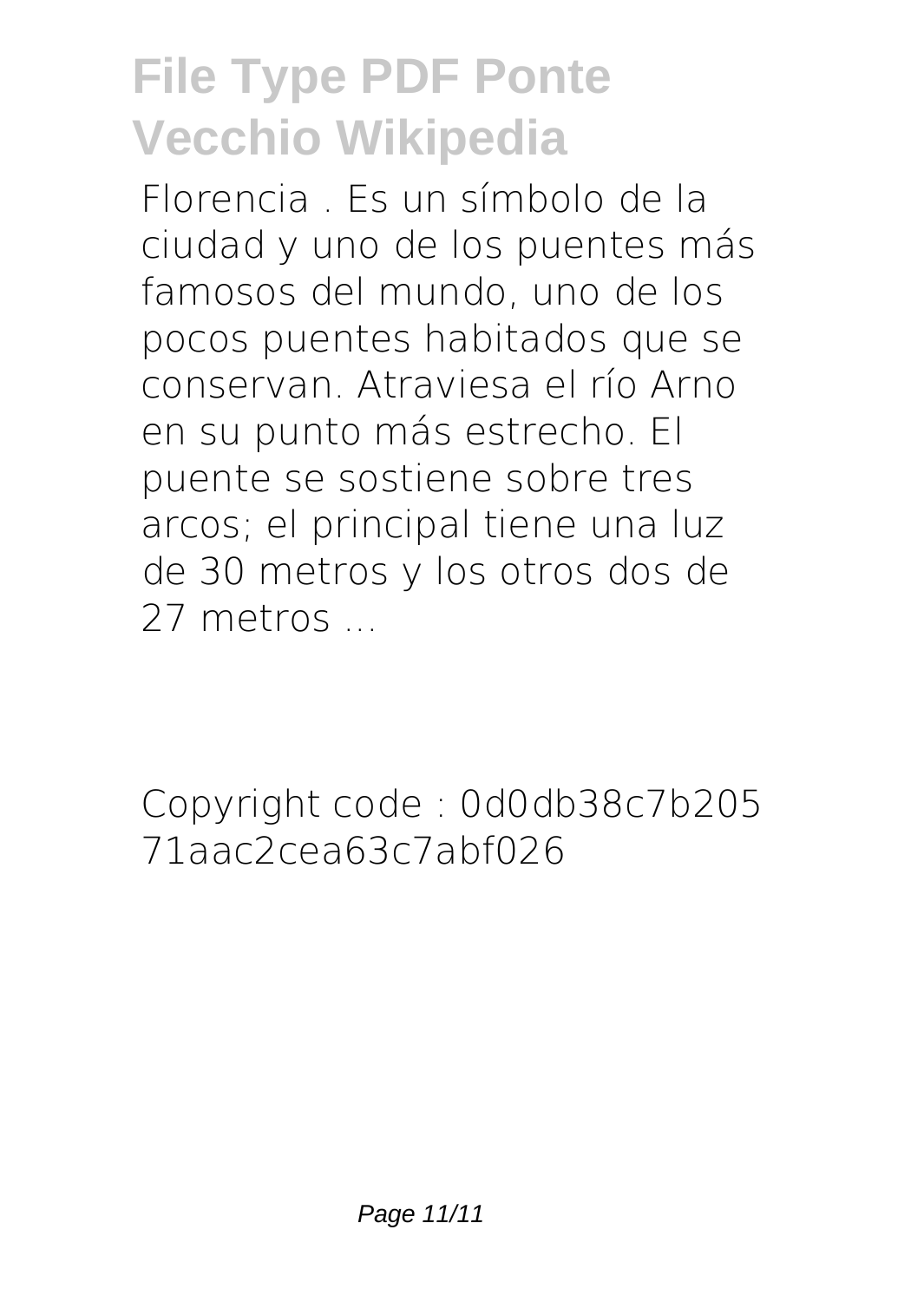Florencia . Es un símbolo de la ciudad y uno de los puentes más famosos del mundo, uno de los pocos puentes habitados que se conservan. Atraviesa el río Arno en su punto más estrecho. El puente se sostiene sobre tres arcos; el principal tiene una luz de 30 metros y los otros dos de 27 metros ...

Copyright code : 0d0db38c7b20571aac2cea63c7abf026